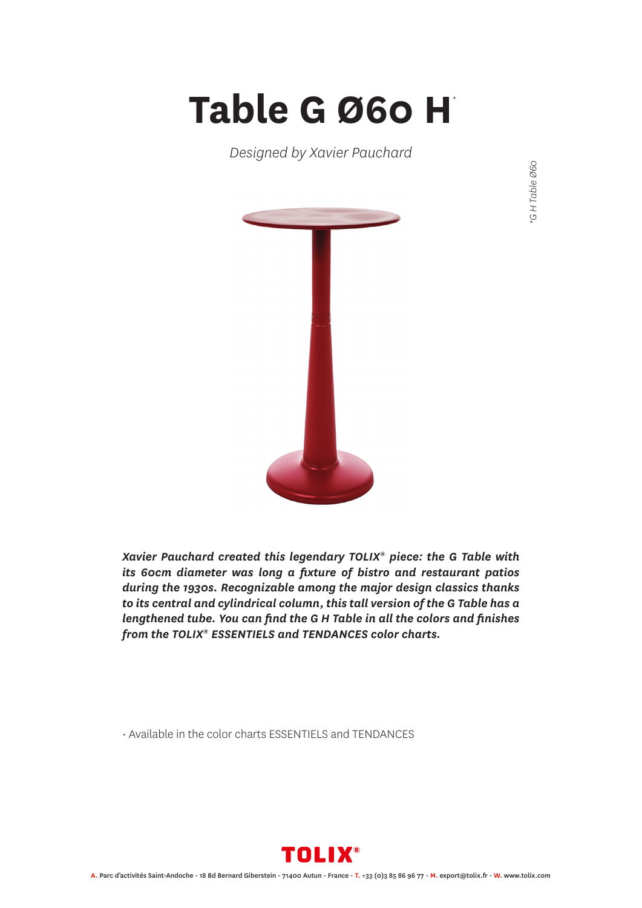# Table G Ø60 H*

*Designed by Xavier Pauchard*

*G H Table Ø60

***Xavier Pauchard created this legendary TOLIX® piece: the G Table with its 60cm diameter was long a fixture of bistro and restaurant patios during the 1930s. Recognizable among the major design classics thanks to its central and cylindrical column, this tall version of the G Table has a lengthened tube. You can find the G H Table in all the colors and finishes from the TOLIX® ESSENTIELS and TENDANCES color charts.***

· Available in the color charts ESSENTIELS and TENDANCES

TOLIX®

**A.** Parc d'activités Saint-Andoche - 18 Bd Bernard Giberstein - 71400 Autun - France - **T.** +33 (0)3 85 86 96 77 - **M.** export@tolix.fr - **W.** www.tolix.com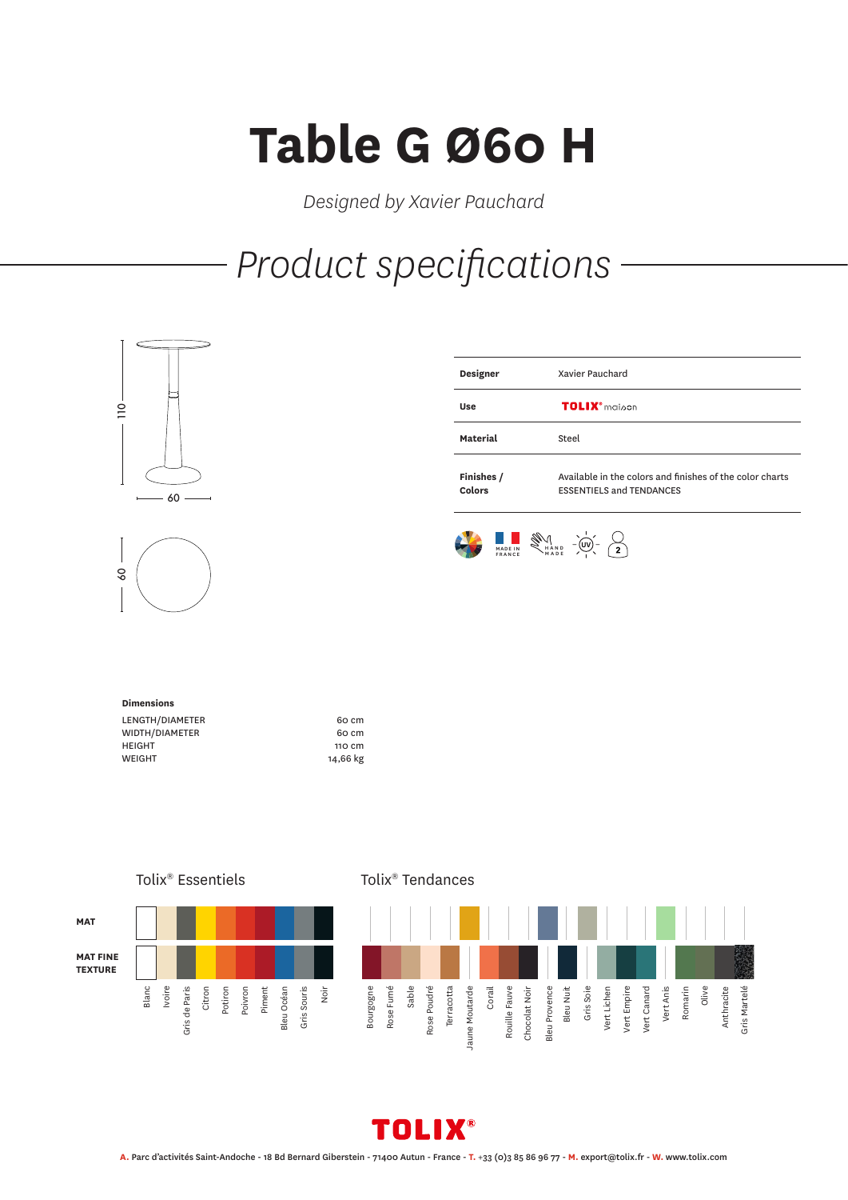# Table G Ø60 H

*Designed by Xavier Pauchard*

## *Product specifications*

110

60

60

| | |
|---|---|
| **Designer** | Xavier Pauchard |
| **Use** | TOLIX® maison |
| **Material** | Steel |
| **Finishes / Colors** | Available in the colors and finishes of the color charts ESSENTIELS and TENDANCES |

MADE IN FRANCE · HAND MADE · UV · 2

**Dimensions**

| | |
|---|---|
| LENGTH/DIAMETER | 60 cm |
| WIDTH/DIAMETER | 60 cm |
| HEIGHT | 110 cm |
| WEIGHT | 14,66 kg |

Tolix® Essentiels

Tolix® Tendances

**MAT**

**MAT FINE TEXTURE**

Blanc, Ivoire, Gris de Paris, Citron, Potiron, Poivron, Piment, Bleu Océan, Gris Souris, Noir

Bourgogne, Rose Fumé, Sable, Rose Poudré, Terracotta, Jaune Moutarde, Corail, Rouille Fauve, Chocolat Noir, Bleu Provence, Bleu Nuit, Gris Soie, Vert Lichen, Vert Empire, Vert Canard, Vert Anis, Romarin, Olive, Anthracite, Gris Martelé

TOLIX®

**A.** Parc d'activités Saint-Andoche - 18 Bd Bernard Giberstein - 71400 Autun - France - **T.** +33 (0)3 85 86 96 77 - **M.** export@tolix.fr - **W.** www.tolix.com